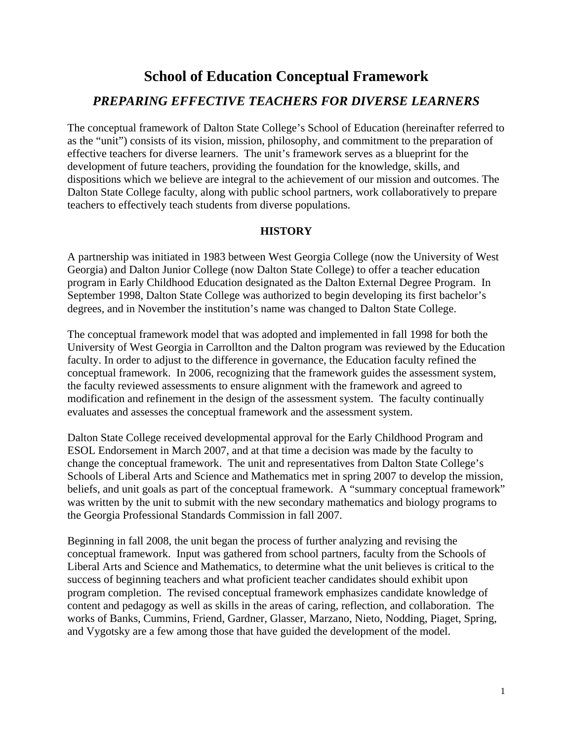# School of Education Conceptual Framework

## *PREPARING EFFECTIVE TEACHERS FOR DIVERSE LEARNERS*

The conceptual framework of Dalton State College's School of Education (hereinafter referred to as the "unit") consists of its vision, mission, philosophy, and commitment to the preparation of effective teachers for diverse learners. The unit's framework serves as a blueprint for the development of future teachers, providing the foundation for the knowledge, skills, and dispositions which we believe are integral to the achievement of our mission and outcomes. The Dalton State College faculty, along with public school partners, work collaboratively to prepare teachers to effectively teach students from diverse populations.

### HISTORY

A partnership was initiated in 1983 between West Georgia College (now the University of West Georgia) and Dalton Junior College (now Dalton State College) to offer a teacher education program in Early Childhood Education designated as the Dalton External Degree Program. In September 1998, Dalton State College was authorized to begin developing its first bachelor's degrees, and in November the institution's name was changed to Dalton State College.

The conceptual framework model that was adopted and implemented in fall 1998 for both the University of West Georgia in Carrollton and the Dalton program was reviewed by the Education faculty. In order to adjust to the difference in governance, the Education faculty refined the conceptual framework. In 2006, recognizing that the framework guides the assessment system, the faculty reviewed assessments to ensure alignment with the framework and agreed to modification and refinement in the design of the assessment system. The faculty continually evaluates and assesses the conceptual framework and the assessment system.

Dalton State College received developmental approval for the Early Childhood Program and ESOL Endorsement in March 2007, and at that time a decision was made by the faculty to change the conceptual framework. The unit and representatives from Dalton State College's Schools of Liberal Arts and Science and Mathematics met in spring 2007 to develop the mission, beliefs, and unit goals as part of the conceptual framework. A "summary conceptual framework" was written by the unit to submit with the new secondary mathematics and biology programs to the Georgia Professional Standards Commission in fall 2007.

Beginning in fall 2008, the unit began the process of further analyzing and revising the conceptual framework. Input was gathered from school partners, faculty from the Schools of Liberal Arts and Science and Mathematics, to determine what the unit believes is critical to the success of beginning teachers and what proficient teacher candidates should exhibit upon program completion. The revised conceptual framework emphasizes candidate knowledge of content and pedagogy as well as skills in the areas of caring, reflection, and collaboration. The works of Banks, Cummins, Friend, Gardner, Glasser, Marzano, Nieto, Nodding, Piaget, Spring, and Vygotsky are a few among those that have guided the development of the model.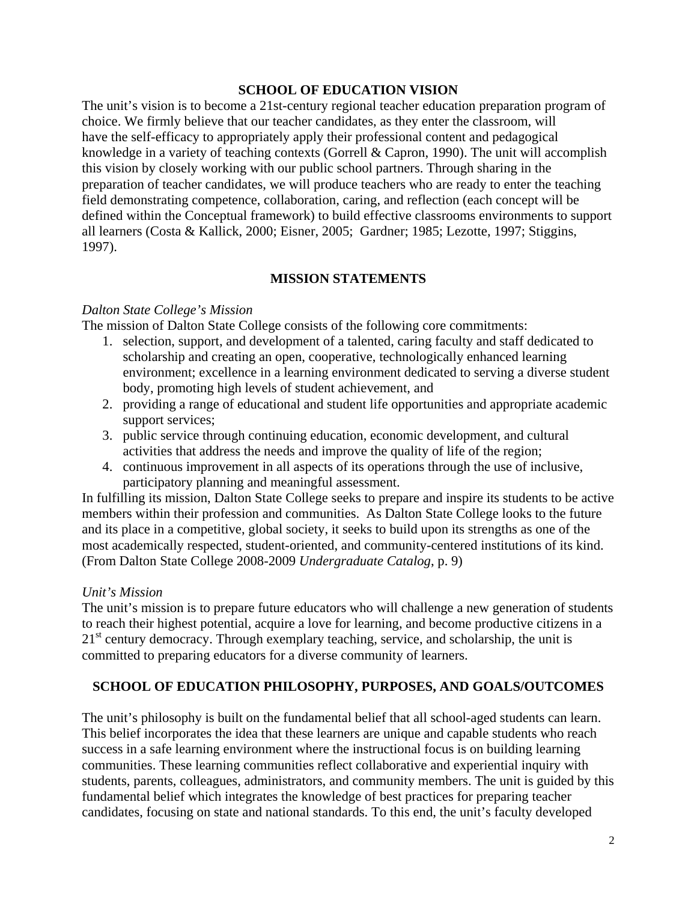## SCHOOL OF EDUCATION VISION

The unit's vision is to become a 21st-century regional teacher education preparation program of choice. We firmly believe that our teacher candidates, as they enter the classroom, will have the self-efficacy to appropriately apply their professional content and pedagogical knowledge in a variety of teaching contexts (Gorrell & Capron, 1990). The unit will accomplish this vision by closely working with our public school partners. Through sharing in the preparation of teacher candidates, we will produce teachers who are ready to enter the teaching field demonstrating competence, collaboration, caring, and reflection (each concept will be defined within the Conceptual framework) to build effective classrooms environments to support all learners (Costa & Kallick, 2000; Eisner, 2005; Gardner; 1985; Lezotte, 1997; Stiggins, 1997).

## MISSION STATEMENTS

*Dalton State College's Mission*

The mission of Dalton State College consists of the following core commitments:

1. selection, support, and development of a talented, caring faculty and staff dedicated to scholarship and creating an open, cooperative, technologically enhanced learning environment; excellence in a learning environment dedicated to serving a diverse student body, promoting high levels of student achievement, and
2. providing a range of educational and student life opportunities and appropriate academic support services;
3. public service through continuing education, economic development, and cultural activities that address the needs and improve the quality of life of the region;
4. continuous improvement in all aspects of its operations through the use of inclusive, participatory planning and meaningful assessment.

In fulfilling its mission, Dalton State College seeks to prepare and inspire its students to be active members within their profession and communities. As Dalton State College looks to the future and its place in a competitive, global society, it seeks to build upon its strengths as one of the most academically respected, student-oriented, and community-centered institutions of its kind. (From Dalton State College 2008-2009 *Undergraduate Catalog*, p. 9)

*Unit's Mission*

The unit's mission is to prepare future educators who will challenge a new generation of students to reach their highest potential, acquire a love for learning, and become productive citizens in a 21st century democracy. Through exemplary teaching, service, and scholarship, the unit is committed to preparing educators for a diverse community of learners.

## SCHOOL OF EDUCATION PHILOSOPHY, PURPOSES, AND GOALS/OUTCOMES

The unit's philosophy is built on the fundamental belief that all school-aged students can learn. This belief incorporates the idea that these learners are unique and capable students who reach success in a safe learning environment where the instructional focus is on building learning communities. These learning communities reflect collaborative and experiential inquiry with students, parents, colleagues, administrators, and community members. The unit is guided by this fundamental belief which integrates the knowledge of best practices for preparing teacher candidates, focusing on state and national standards. To this end, the unit's faculty developed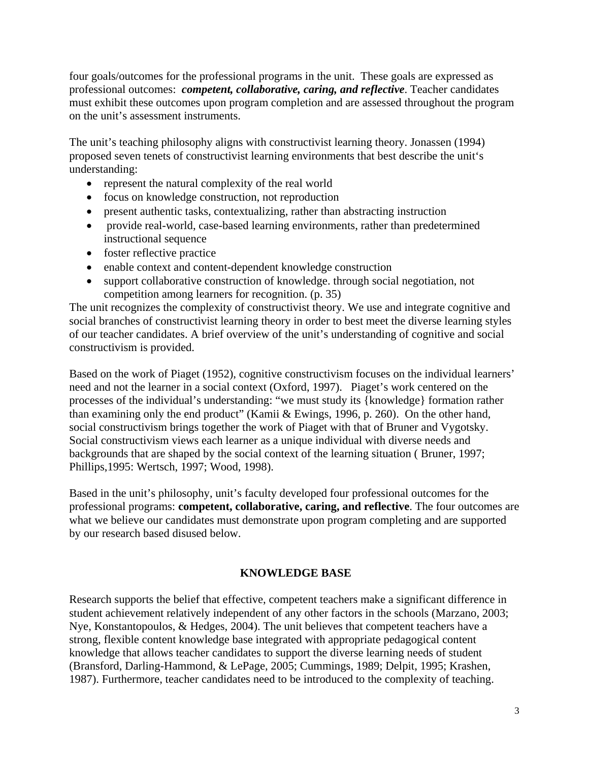four goals/outcomes for the professional programs in the unit. These goals are expressed as professional outcomes: ***competent, collaborative, caring, and reflective***. Teacher candidates must exhibit these outcomes upon program completion and are assessed throughout the program on the unit's assessment instruments.

The unit's teaching philosophy aligns with constructivist learning theory. Jonassen (1994) proposed seven tenets of constructivist learning environments that best describe the unit's understanding:

- represent the natural complexity of the real world
- focus on knowledge construction, not reproduction
- present authentic tasks, contextualizing, rather than abstracting instruction
- provide real-world, case-based learning environments, rather than predetermined instructional sequence
- foster reflective practice
- enable context and content-dependent knowledge construction
- support collaborative construction of knowledge. through social negotiation, not competition among learners for recognition. (p. 35)

The unit recognizes the complexity of constructivist theory. We use and integrate cognitive and social branches of constructivist learning theory in order to best meet the diverse learning styles of our teacher candidates. A brief overview of the unit's understanding of cognitive and social constructivism is provided.

Based on the work of Piaget (1952), cognitive constructivism focuses on the individual learners' need and not the learner in a social context (Oxford, 1997). Piaget's work centered on the processes of the individual's understanding: "we must study its {knowledge} formation rather than examining only the end product" (Kamii & Ewings, 1996, p. 260). On the other hand, social constructivism brings together the work of Piaget with that of Bruner and Vygotsky. Social constructivism views each learner as a unique individual with diverse needs and backgrounds that are shaped by the social context of the learning situation ( Bruner, 1997; Phillips,1995: Wertsch, 1997; Wood, 1998).

Based in the unit's philosophy, unit's faculty developed four professional outcomes for the professional programs: **competent, collaborative, caring, and reflective**. The four outcomes are what we believe our candidates must demonstrate upon program completing and are supported by our research based disused below.

## KNOWLEDGE BASE

Research supports the belief that effective, competent teachers make a significant difference in student achievement relatively independent of any other factors in the schools (Marzano, 2003; Nye, Konstantopoulos, & Hedges, 2004). The unit believes that competent teachers have a strong, flexible content knowledge base integrated with appropriate pedagogical content knowledge that allows teacher candidates to support the diverse learning needs of student (Bransford, Darling-Hammond, & LePage, 2005; Cummings, 1989; Delpit, 1995; Krashen, 1987). Furthermore, teacher candidates need to be introduced to the complexity of teaching.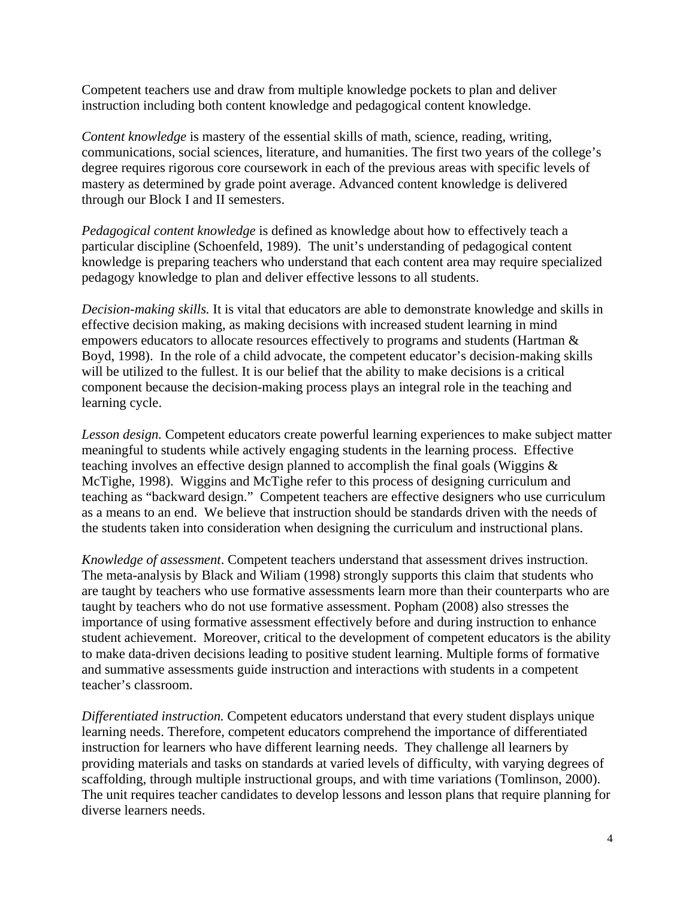Competent teachers use and draw from multiple knowledge pockets to plan and deliver instruction including both content knowledge and pedagogical content knowledge.

*Content knowledge* is mastery of the essential skills of math, science, reading, writing, communications, social sciences, literature, and humanities. The first two years of the college's degree requires rigorous core coursework in each of the previous areas with specific levels of mastery as determined by grade point average. Advanced content knowledge is delivered through our Block I and II semesters.

*Pedagogical content knowledge* is defined as knowledge about how to effectively teach a particular discipline (Schoenfeld, 1989). The unit's understanding of pedagogical content knowledge is preparing teachers who understand that each content area may require specialized pedagogy knowledge to plan and deliver effective lessons to all students.

*Decision-making skills.* It is vital that educators are able to demonstrate knowledge and skills in effective decision making, as making decisions with increased student learning in mind empowers educators to allocate resources effectively to programs and students (Hartman & Boyd, 1998). In the role of a child advocate, the competent educator's decision-making skills will be utilized to the fullest. It is our belief that the ability to make decisions is a critical component because the decision-making process plays an integral role in the teaching and learning cycle.

*Lesson design.* Competent educators create powerful learning experiences to make subject matter meaningful to students while actively engaging students in the learning process. Effective teaching involves an effective design planned to accomplish the final goals (Wiggins & McTighe, 1998). Wiggins and McTighe refer to this process of designing curriculum and teaching as "backward design." Competent teachers are effective designers who use curriculum as a means to an end. We believe that instruction should be standards driven with the needs of the students taken into consideration when designing the curriculum and instructional plans.

*Knowledge of assessment*. Competent teachers understand that assessment drives instruction. The meta-analysis by Black and Wiliam (1998) strongly supports this claim that students who are taught by teachers who use formative assessments learn more than their counterparts who are taught by teachers who do not use formative assessment. Popham (2008) also stresses the importance of using formative assessment effectively before and during instruction to enhance student achievement. Moreover, critical to the development of competent educators is the ability to make data-driven decisions leading to positive student learning. Multiple forms of formative and summative assessments guide instruction and interactions with students in a competent teacher's classroom.

*Differentiated instruction.* Competent educators understand that every student displays unique learning needs. Therefore, competent educators comprehend the importance of differentiated instruction for learners who have different learning needs. They challenge all learners by providing materials and tasks on standards at varied levels of difficulty, with varying degrees of scaffolding, through multiple instructional groups, and with time variations (Tomlinson, 2000). The unit requires teacher candidates to develop lessons and lesson plans that require planning for diverse learners needs.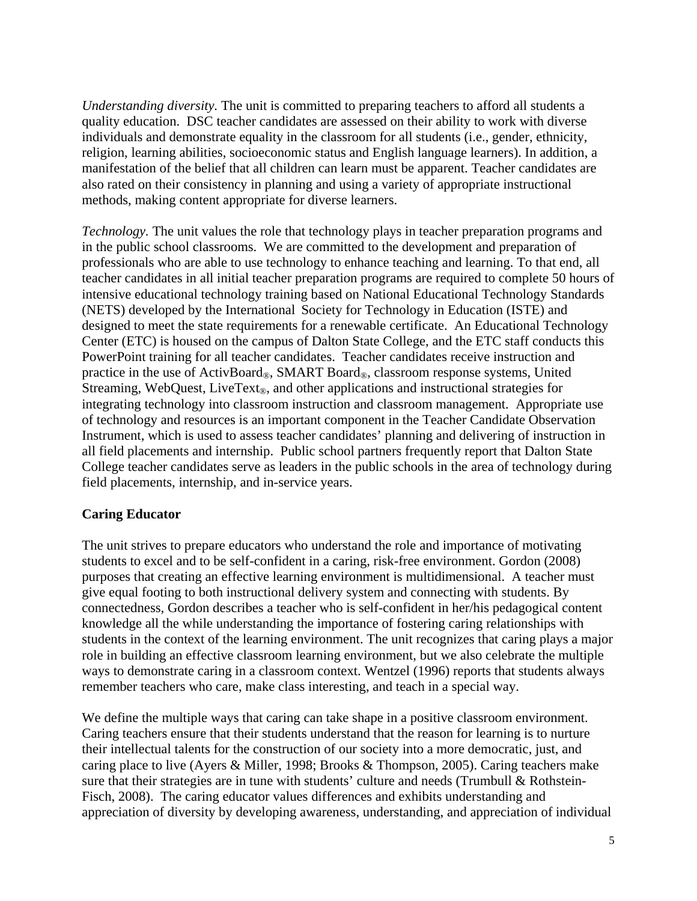*Understanding diversity.* The unit is committed to preparing teachers to afford all students a quality education. DSC teacher candidates are assessed on their ability to work with diverse individuals and demonstrate equality in the classroom for all students (i.e., gender, ethnicity, religion, learning abilities, socioeconomic status and English language learners). In addition, a manifestation of the belief that all children can learn must be apparent. Teacher candidates are also rated on their consistency in planning and using a variety of appropriate instructional methods, making content appropriate for diverse learners.

*Technology.* The unit values the role that technology plays in teacher preparation programs and in the public school classrooms. We are committed to the development and preparation of professionals who are able to use technology to enhance teaching and learning. To that end, all teacher candidates in all initial teacher preparation programs are required to complete 50 hours of intensive educational technology training based on National Educational Technology Standards (NETS) developed by the International Society for Technology in Education (ISTE) and designed to meet the state requirements for a renewable certificate. An Educational Technology Center (ETC) is housed on the campus of Dalton State College, and the ETC staff conducts this PowerPoint training for all teacher candidates. Teacher candidates receive instruction and practice in the use of ActivBoard®, SMART Board®, classroom response systems, United Streaming, WebQuest, LiveText®, and other applications and instructional strategies for integrating technology into classroom instruction and classroom management. Appropriate use of technology and resources is an important component in the Teacher Candidate Observation Instrument, which is used to assess teacher candidates' planning and delivering of instruction in all field placements and internship. Public school partners frequently report that Dalton State College teacher candidates serve as leaders in the public schools in the area of technology during field placements, internship, and in-service years.

**Caring Educator**

The unit strives to prepare educators who understand the role and importance of motivating students to excel and to be self-confident in a caring, risk-free environment. Gordon (2008) purposes that creating an effective learning environment is multidimensional. A teacher must give equal footing to both instructional delivery system and connecting with students. By connectedness, Gordon describes a teacher who is self-confident in her/his pedagogical content knowledge all the while understanding the importance of fostering caring relationships with students in the context of the learning environment. The unit recognizes that caring plays a major role in building an effective classroom learning environment, but we also celebrate the multiple ways to demonstrate caring in a classroom context. Wentzel (1996) reports that students always remember teachers who care, make class interesting, and teach in a special way.

We define the multiple ways that caring can take shape in a positive classroom environment. Caring teachers ensure that their students understand that the reason for learning is to nurture their intellectual talents for the construction of our society into a more democratic, just, and caring place to live (Ayers & Miller, 1998; Brooks & Thompson, 2005). Caring teachers make sure that their strategies are in tune with students' culture and needs (Trumbull & Rothstein-Fisch, 2008). The caring educator values differences and exhibits understanding and appreciation of diversity by developing awareness, understanding, and appreciation of individual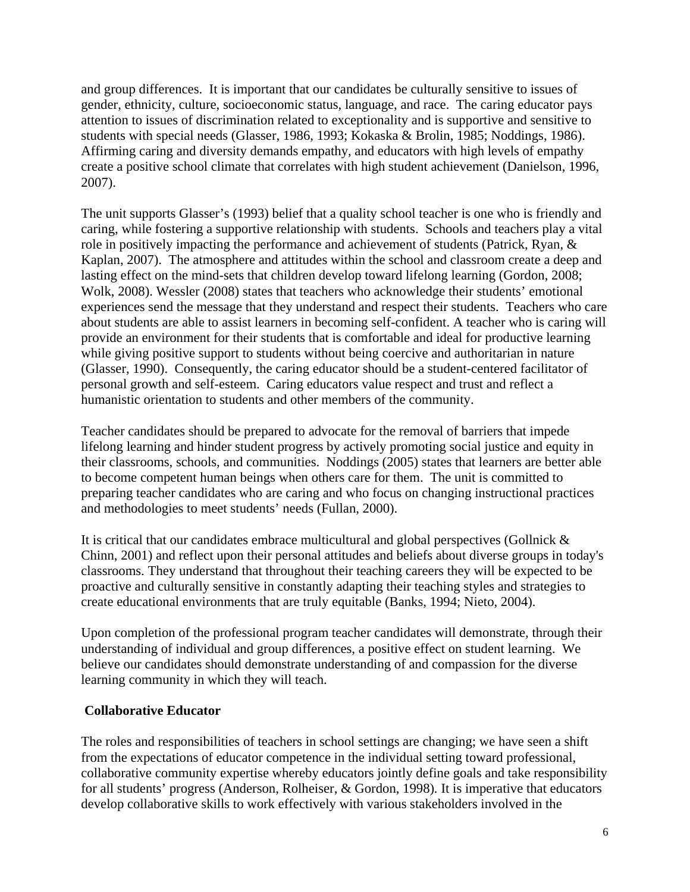and group differences. It is important that our candidates be culturally sensitive to issues of gender, ethnicity, culture, socioeconomic status, language, and race. The caring educator pays attention to issues of discrimination related to exceptionality and is supportive and sensitive to students with special needs (Glasser, 1986, 1993; Kokaska & Brolin, 1985; Noddings, 1986). Affirming caring and diversity demands empathy, and educators with high levels of empathy create a positive school climate that correlates with high student achievement (Danielson, 1996, 2007).

The unit supports Glasser's (1993) belief that a quality school teacher is one who is friendly and caring, while fostering a supportive relationship with students. Schools and teachers play a vital role in positively impacting the performance and achievement of students (Patrick, Ryan, & Kaplan, 2007). The atmosphere and attitudes within the school and classroom create a deep and lasting effect on the mind-sets that children develop toward lifelong learning (Gordon, 2008; Wolk, 2008). Wessler (2008) states that teachers who acknowledge their students' emotional experiences send the message that they understand and respect their students. Teachers who care about students are able to assist learners in becoming self-confident. A teacher who is caring will provide an environment for their students that is comfortable and ideal for productive learning while giving positive support to students without being coercive and authoritarian in nature (Glasser, 1990). Consequently, the caring educator should be a student-centered facilitator of personal growth and self-esteem. Caring educators value respect and trust and reflect a humanistic orientation to students and other members of the community.

Teacher candidates should be prepared to advocate for the removal of barriers that impede lifelong learning and hinder student progress by actively promoting social justice and equity in their classrooms, schools, and communities. Noddings (2005) states that learners are better able to become competent human beings when others care for them. The unit is committed to preparing teacher candidates who are caring and who focus on changing instructional practices and methodologies to meet students' needs (Fullan, 2000).

It is critical that our candidates embrace multicultural and global perspectives (Gollnick & Chinn, 2001) and reflect upon their personal attitudes and beliefs about diverse groups in today's classrooms. They understand that throughout their teaching careers they will be expected to be proactive and culturally sensitive in constantly adapting their teaching styles and strategies to create educational environments that are truly equitable (Banks, 1994; Nieto, 2004).

Upon completion of the professional program teacher candidates will demonstrate, through their understanding of individual and group differences, a positive effect on student learning. We believe our candidates should demonstrate understanding of and compassion for the diverse learning community in which they will teach.

**Collaborative Educator**

The roles and responsibilities of teachers in school settings are changing; we have seen a shift from the expectations of educator competence in the individual setting toward professional, collaborative community expertise whereby educators jointly define goals and take responsibility for all students' progress (Anderson, Rolheiser, & Gordon, 1998). It is imperative that educators develop collaborative skills to work effectively with various stakeholders involved in the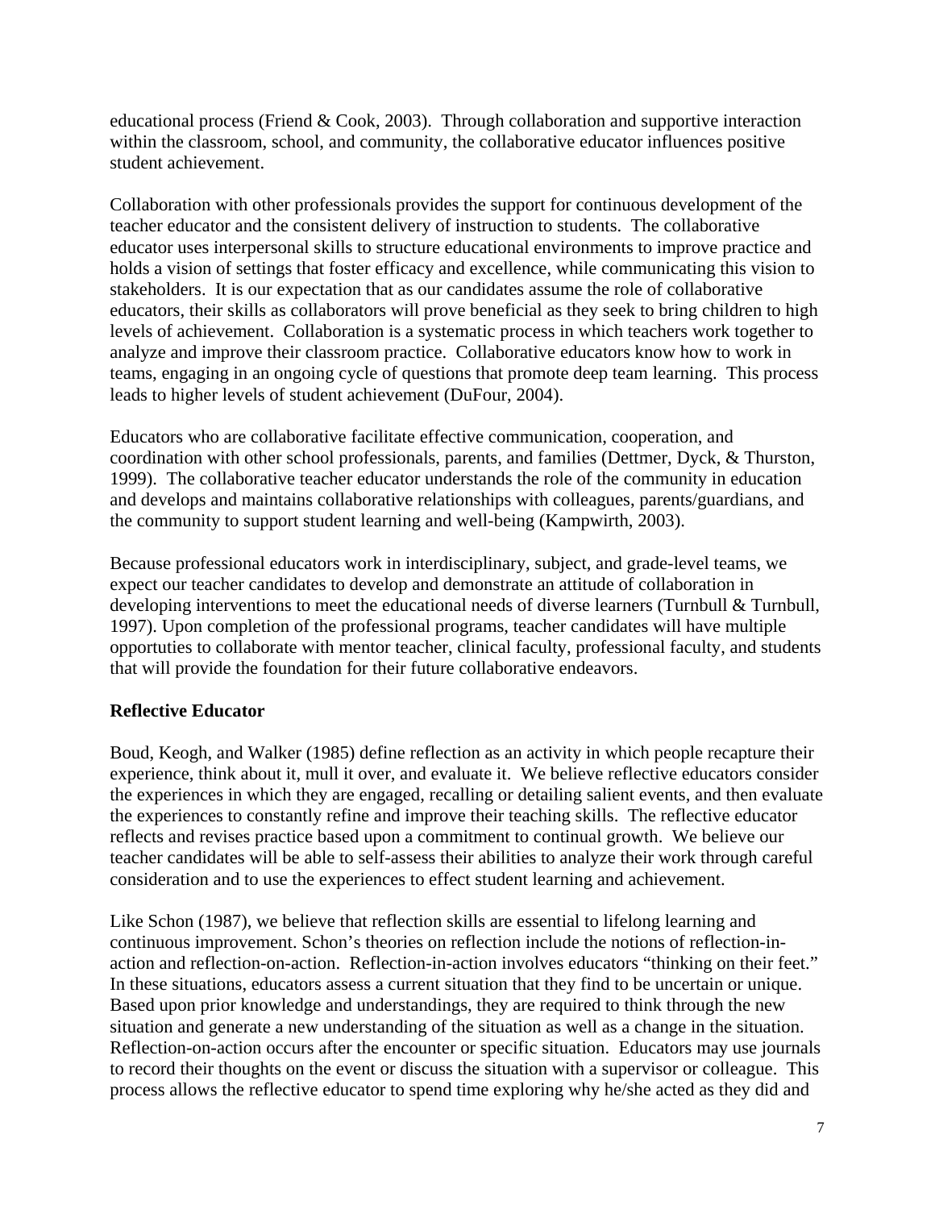educational process (Friend & Cook, 2003). Through collaboration and supportive interaction within the classroom, school, and community, the collaborative educator influences positive student achievement.

Collaboration with other professionals provides the support for continuous development of the teacher educator and the consistent delivery of instruction to students. The collaborative educator uses interpersonal skills to structure educational environments to improve practice and holds a vision of settings that foster efficacy and excellence, while communicating this vision to stakeholders. It is our expectation that as our candidates assume the role of collaborative educators, their skills as collaborators will prove beneficial as they seek to bring children to high levels of achievement. Collaboration is a systematic process in which teachers work together to analyze and improve their classroom practice. Collaborative educators know how to work in teams, engaging in an ongoing cycle of questions that promote deep team learning. This process leads to higher levels of student achievement (DuFour, 2004).

Educators who are collaborative facilitate effective communication, cooperation, and coordination with other school professionals, parents, and families (Dettmer, Dyck, & Thurston, 1999). The collaborative teacher educator understands the role of the community in education and develops and maintains collaborative relationships with colleagues, parents/guardians, and the community to support student learning and well-being (Kampwirth, 2003).

Because professional educators work in interdisciplinary, subject, and grade-level teams, we expect our teacher candidates to develop and demonstrate an attitude of collaboration in developing interventions to meet the educational needs of diverse learners (Turnbull & Turnbull, 1997). Upon completion of the professional programs, teacher candidates will have multiple opportuties to collaborate with mentor teacher, clinical faculty, professional faculty, and students that will provide the foundation for their future collaborative endeavors.

**Reflective Educator**

Boud, Keogh, and Walker (1985) define reflection as an activity in which people recapture their experience, think about it, mull it over, and evaluate it. We believe reflective educators consider the experiences in which they are engaged, recalling or detailing salient events, and then evaluate the experiences to constantly refine and improve their teaching skills. The reflective educator reflects and revises practice based upon a commitment to continual growth. We believe our teacher candidates will be able to self-assess their abilities to analyze their work through careful consideration and to use the experiences to effect student learning and achievement.

Like Schon (1987), we believe that reflection skills are essential to lifelong learning and continuous improvement. Schon's theories on reflection include the notions of reflection-in-action and reflection-on-action. Reflection-in-action involves educators "thinking on their feet." In these situations, educators assess a current situation that they find to be uncertain or unique. Based upon prior knowledge and understandings, they are required to think through the new situation and generate a new understanding of the situation as well as a change in the situation. Reflection-on-action occurs after the encounter or specific situation. Educators may use journals to record their thoughts on the event or discuss the situation with a supervisor or colleague. This process allows the reflective educator to spend time exploring why he/she acted as they did and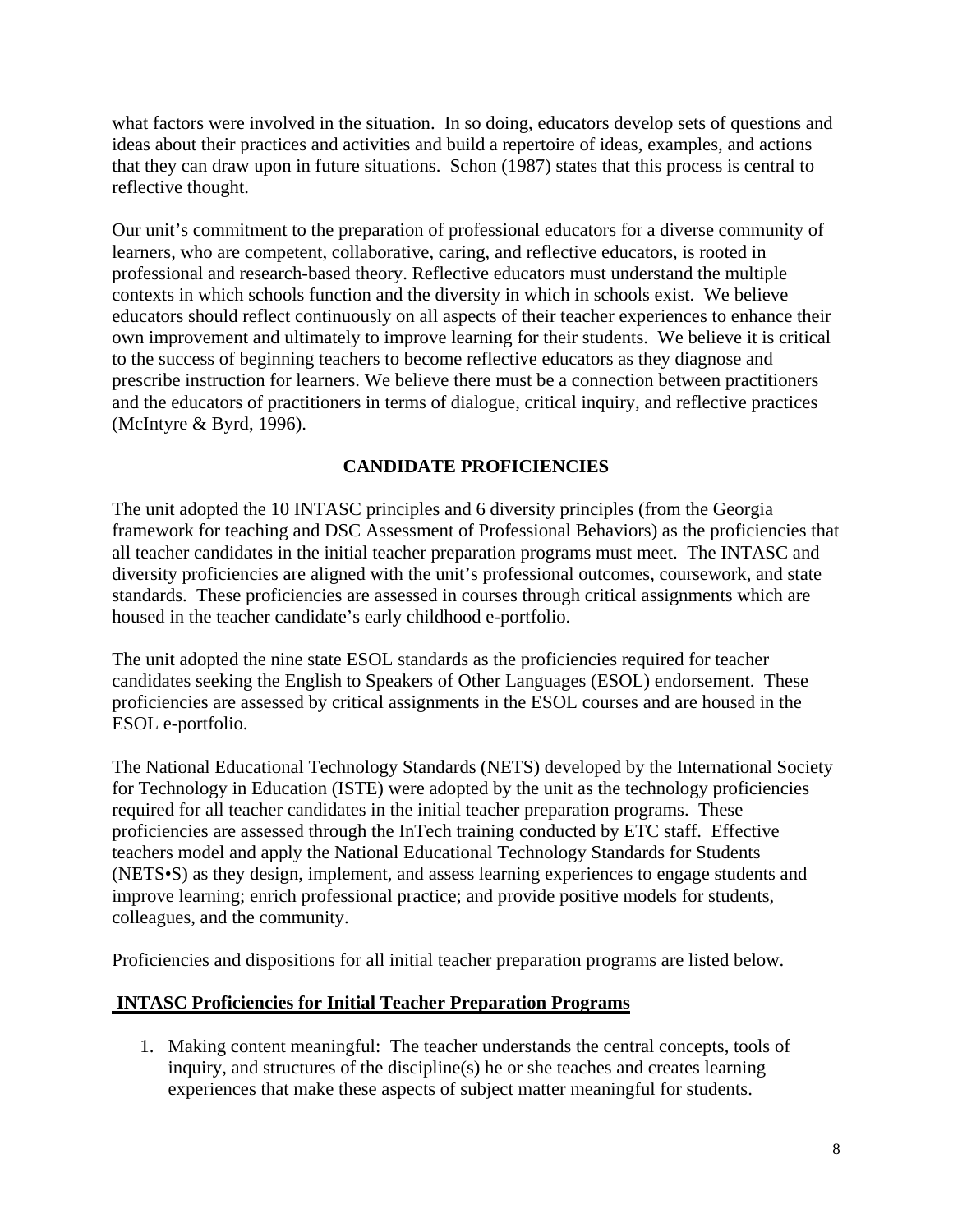what factors were involved in the situation. In so doing, educators develop sets of questions and ideas about their practices and activities and build a repertoire of ideas, examples, and actions that they can draw upon in future situations. Schon (1987) states that this process is central to reflective thought.

Our unit's commitment to the preparation of professional educators for a diverse community of learners, who are competent, collaborative, caring, and reflective educators, is rooted in professional and research-based theory. Reflective educators must understand the multiple contexts in which schools function and the diversity in which in schools exist. We believe educators should reflect continuously on all aspects of their teacher experiences to enhance their own improvement and ultimately to improve learning for their students. We believe it is critical to the success of beginning teachers to become reflective educators as they diagnose and prescribe instruction for learners. We believe there must be a connection between practitioners and the educators of practitioners in terms of dialogue, critical inquiry, and reflective practices (McIntyre & Byrd, 1996).

## CANDIDATE PROFICIENCIES

The unit adopted the 10 INTASC principles and 6 diversity principles (from the Georgia framework for teaching and DSC Assessment of Professional Behaviors) as the proficiencies that all teacher candidates in the initial teacher preparation programs must meet. The INTASC and diversity proficiencies are aligned with the unit's professional outcomes, coursework, and state standards. These proficiencies are assessed in courses through critical assignments which are housed in the teacher candidate's early childhood e-portfolio.

The unit adopted the nine state ESOL standards as the proficiencies required for teacher candidates seeking the English to Speakers of Other Languages (ESOL) endorsement. These proficiencies are assessed by critical assignments in the ESOL courses and are housed in the ESOL e-portfolio.

The National Educational Technology Standards (NETS) developed by the International Society for Technology in Education (ISTE) were adopted by the unit as the technology proficiencies required for all teacher candidates in the initial teacher preparation programs. These proficiencies are assessed through the InTech training conducted by ETC staff. Effective teachers model and apply the National Educational Technology Standards for Students (NETS•S) as they design, implement, and assess learning experiences to engage students and improve learning; enrich professional practice; and provide positive models for students, colleagues, and the community.

Proficiencies and dispositions for all initial teacher preparation programs are listed below.

### INTASC Proficiencies for Initial Teacher Preparation Programs

1. Making content meaningful: The teacher understands the central concepts, tools of inquiry, and structures of the discipline(s) he or she teaches and creates learning experiences that make these aspects of subject matter meaningful for students.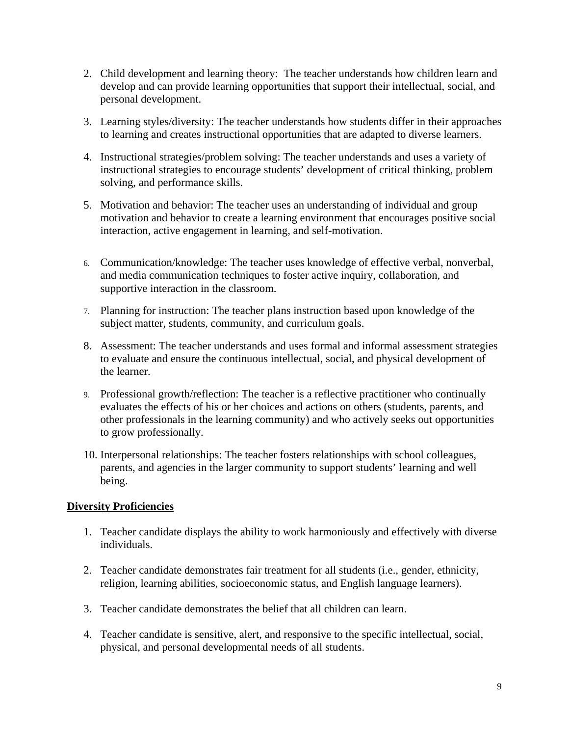2. Child development and learning theory: The teacher understands how children learn and develop and can provide learning opportunities that support their intellectual, social, and personal development.

3. Learning styles/diversity: The teacher understands how students differ in their approaches to learning and creates instructional opportunities that are adapted to diverse learners.

4. Instructional strategies/problem solving: The teacher understands and uses a variety of instructional strategies to encourage students' development of critical thinking, problem solving, and performance skills.

5. Motivation and behavior: The teacher uses an understanding of individual and group motivation and behavior to create a learning environment that encourages positive social interaction, active engagement in learning, and self-motivation.

6. Communication/knowledge: The teacher uses knowledge of effective verbal, nonverbal, and media communication techniques to foster active inquiry, collaboration, and supportive interaction in the classroom.

7. Planning for instruction: The teacher plans instruction based upon knowledge of the subject matter, students, community, and curriculum goals.

8. Assessment: The teacher understands and uses formal and informal assessment strategies to evaluate and ensure the continuous intellectual, social, and physical development of the learner.

9. Professional growth/reflection: The teacher is a reflective practitioner who continually evaluates the effects of his or her choices and actions on others (students, parents, and other professionals in the learning community) and who actively seeks out opportunities to grow professionally.

10. Interpersonal relationships: The teacher fosters relationships with school colleagues, parents, and agencies in the larger community to support students' learning and well being.

**Diversity Proficiencies**

1. Teacher candidate displays the ability to work harmoniously and effectively with diverse individuals.

2. Teacher candidate demonstrates fair treatment for all students (i.e., gender, ethnicity, religion, learning abilities, socioeconomic status, and English language learners).

3. Teacher candidate demonstrates the belief that all children can learn.

4. Teacher candidate is sensitive, alert, and responsive to the specific intellectual, social, physical, and personal developmental needs of all students.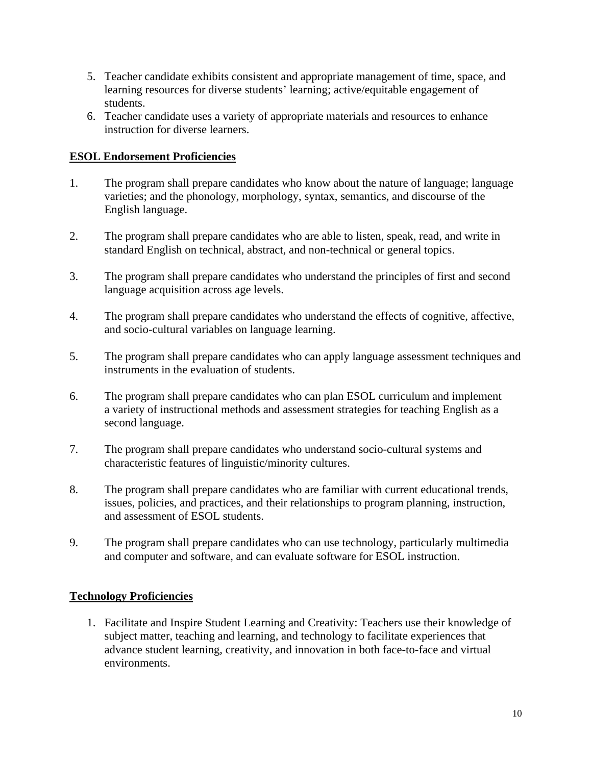5. Teacher candidate exhibits consistent and appropriate management of time, space, and learning resources for diverse students' learning; active/equitable engagement of students.
6. Teacher candidate uses a variety of appropriate materials and resources to enhance instruction for diverse learners.

## ESOL Endorsement Proficiencies

1. The program shall prepare candidates who know about the nature of language; language varieties; and the phonology, morphology, syntax, semantics, and discourse of the English language.

2. The program shall prepare candidates who are able to listen, speak, read, and write in standard English on technical, abstract, and non-technical or general topics.

3. The program shall prepare candidates who understand the principles of first and second language acquisition across age levels.

4. The program shall prepare candidates who understand the effects of cognitive, affective, and socio-cultural variables on language learning.

5. The program shall prepare candidates who can apply language assessment techniques and instruments in the evaluation of students.

6. The program shall prepare candidates who can plan ESOL curriculum and implement a variety of instructional methods and assessment strategies for teaching English as a second language.

7. The program shall prepare candidates who understand socio-cultural systems and characteristic features of linguistic/minority cultures.

8. The program shall prepare candidates who are familiar with current educational trends, issues, policies, and practices, and their relationships to program planning, instruction, and assessment of ESOL students.

9. The program shall prepare candidates who can use technology, particularly multimedia and computer and software, and can evaluate software for ESOL instruction.

## Technology Proficiencies

1. Facilitate and Inspire Student Learning and Creativity: Teachers use their knowledge of subject matter, teaching and learning, and technology to facilitate experiences that advance student learning, creativity, and innovation in both face-to-face and virtual environments.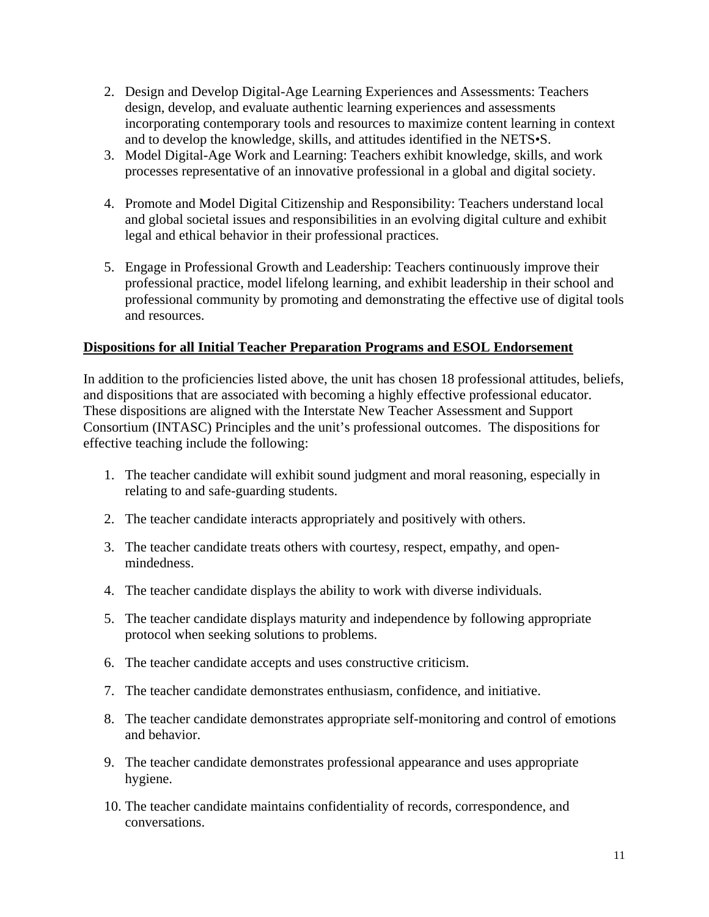2. Design and Develop Digital-Age Learning Experiences and Assessments: Teachers design, develop, and evaluate authentic learning experiences and assessments incorporating contemporary tools and resources to maximize content learning in context and to develop the knowledge, skills, and attitudes identified in the NETS•S.
3. Model Digital-Age Work and Learning: Teachers exhibit knowledge, skills, and work processes representative of an innovative professional in a global and digital society.
4. Promote and Model Digital Citizenship and Responsibility: Teachers understand local and global societal issues and responsibilities in an evolving digital culture and exhibit legal and ethical behavior in their professional practices.
5. Engage in Professional Growth and Leadership: Teachers continuously improve their professional practice, model lifelong learning, and exhibit leadership in their school and professional community by promoting and demonstrating the effective use of digital tools and resources.

**Dispositions for all Initial Teacher Preparation Programs and ESOL Endorsement**

In addition to the proficiencies listed above, the unit has chosen 18 professional attitudes, beliefs, and dispositions that are associated with becoming a highly effective professional educator. These dispositions are aligned with the Interstate New Teacher Assessment and Support Consortium (INTASC) Principles and the unit's professional outcomes. The dispositions for effective teaching include the following:

1. The teacher candidate will exhibit sound judgment and moral reasoning, especially in relating to and safe-guarding students.
2. The teacher candidate interacts appropriately and positively with others.
3. The teacher candidate treats others with courtesy, respect, empathy, and open-mindedness.
4. The teacher candidate displays the ability to work with diverse individuals.
5. The teacher candidate displays maturity and independence by following appropriate protocol when seeking solutions to problems.
6. The teacher candidate accepts and uses constructive criticism.
7. The teacher candidate demonstrates enthusiasm, confidence, and initiative.
8. The teacher candidate demonstrates appropriate self-monitoring and control of emotions and behavior.
9. The teacher candidate demonstrates professional appearance and uses appropriate hygiene.
10. The teacher candidate maintains confidentiality of records, correspondence, and conversations.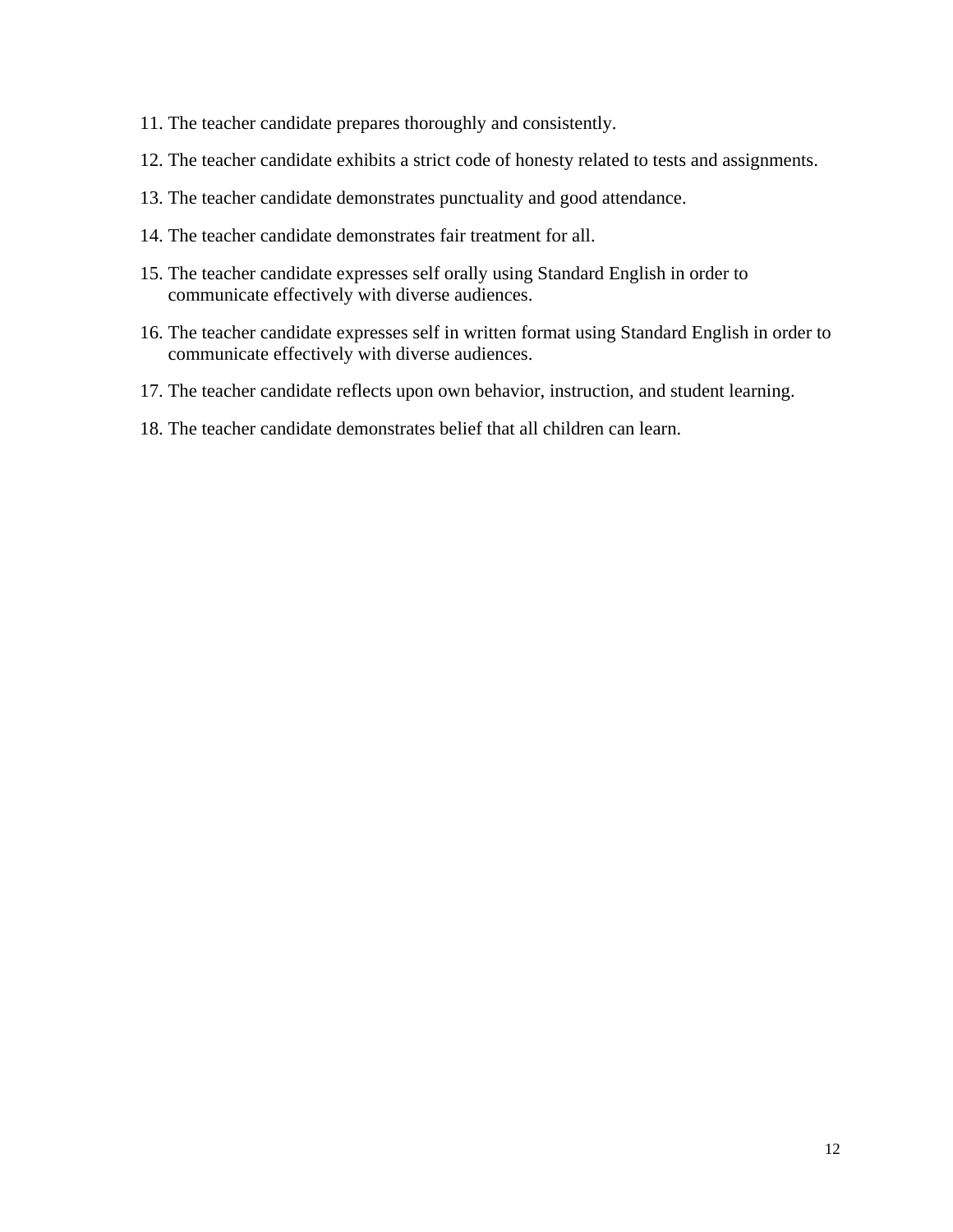11. The teacher candidate prepares thoroughly and consistently.
12. The teacher candidate exhibits a strict code of honesty related to tests and assignments.
13. The teacher candidate demonstrates punctuality and good attendance.
14. The teacher candidate demonstrates fair treatment for all.
15. The teacher candidate expresses self orally using Standard English in order to communicate effectively with diverse audiences.
16. The teacher candidate expresses self in written format using Standard English in order to communicate effectively with diverse audiences.
17. The teacher candidate reflects upon own behavior, instruction, and student learning.
18. The teacher candidate demonstrates belief that all children can learn.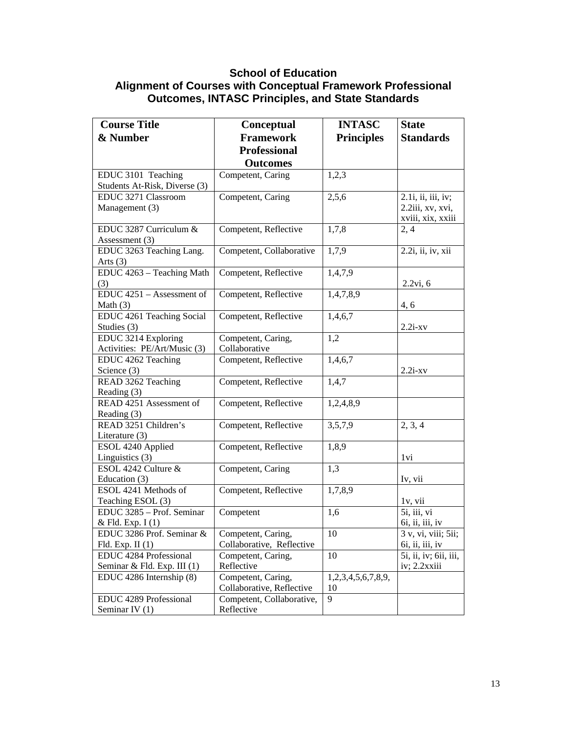# School of Education
## Alignment of Courses with Conceptual Framework Professional Outcomes, INTASC Principles, and State Standards

| Course Title & Number | Conceptual Framework Professional Outcomes | INTASC Principles | State Standards |
|---|---|---|---|
| EDUC 3101 Teaching Students At-Risk, Diverse (3) | Competent, Caring | 1,2,3 | |
| EDUC 3271 Classroom Management (3) | Competent, Caring | 2,5,6 | 2.1i, ii, iii, iv; 2.2iii, xv, xvi, xviii, xix, xxiii |
| EDUC 3287 Curriculum & Assessment (3) | Competent, Reflective | 1,7,8 | 2, 4 |
| EDUC 3263 Teaching Lang. Arts (3) | Competent, Collaborative | 1,7,9 | 2.2i, ii, iv, xii |
| EDUC 4263 – Teaching Math (3) | Competent, Reflective | 1,4,7,9 | 2.2vi, 6 |
| EDUC 4251 – Assessment of Math (3) | Competent, Reflective | 1,4,7,8,9 | 4, 6 |
| EDUC 4261 Teaching Social Studies (3) | Competent, Reflective | 1,4,6,7 | 2.2i-xv |
| EDUC 3214 Exploring Activities: PE/Art/Music (3) | Competent, Caring, Collaborative | 1,2 | |
| EDUC 4262 Teaching Science (3) | Competent, Reflective | 1,4,6,7 | 2.2i-xv |
| READ 3262 Teaching Reading (3) | Competent, Reflective | 1,4,7 | |
| READ 4251 Assessment of Reading (3) | Competent, Reflective | 1,2,4,8,9 | |
| READ 3251 Children's Literature (3) | Competent, Reflective | 3,5,7,9 | 2, 3, 4 |
| ESOL 4240 Applied Linguistics (3) | Competent, Reflective | 1,8,9 | 1vi |
| ESOL 4242 Culture & Education (3) | Competent, Caring | 1,3 | Iv, vii |
| ESOL 4241 Methods of Teaching ESOL (3) | Competent, Reflective | 1,7,8,9 | 1v, vii |
| EDUC 3285 – Prof. Seminar & Fld. Exp. I (1) | Competent | 1,6 | 5i, iii, vi 6i, ii, iii, iv |
| EDUC 3286 Prof. Seminar & Fld. Exp. II (1) | Competent, Caring, Collaborative, Reflective | 10 | 3 v, vi, viii; 5ii; 6i, ii, iii, iv |
| EDUC 4284 Professional Seminar & Fld. Exp. III (1) | Competent, Caring, Reflective | 10 | 5i, ii, iv; 6ii, iii, iv; 2.2xxiii |
| EDUC 4286 Internship (8) | Competent, Caring, Collaborative, Reflective | 1,2,3,4,5,6,7,8,9, 10 | |
| EDUC 4289 Professional Seminar IV (1) | Competent, Collaborative, Reflective | 9 | |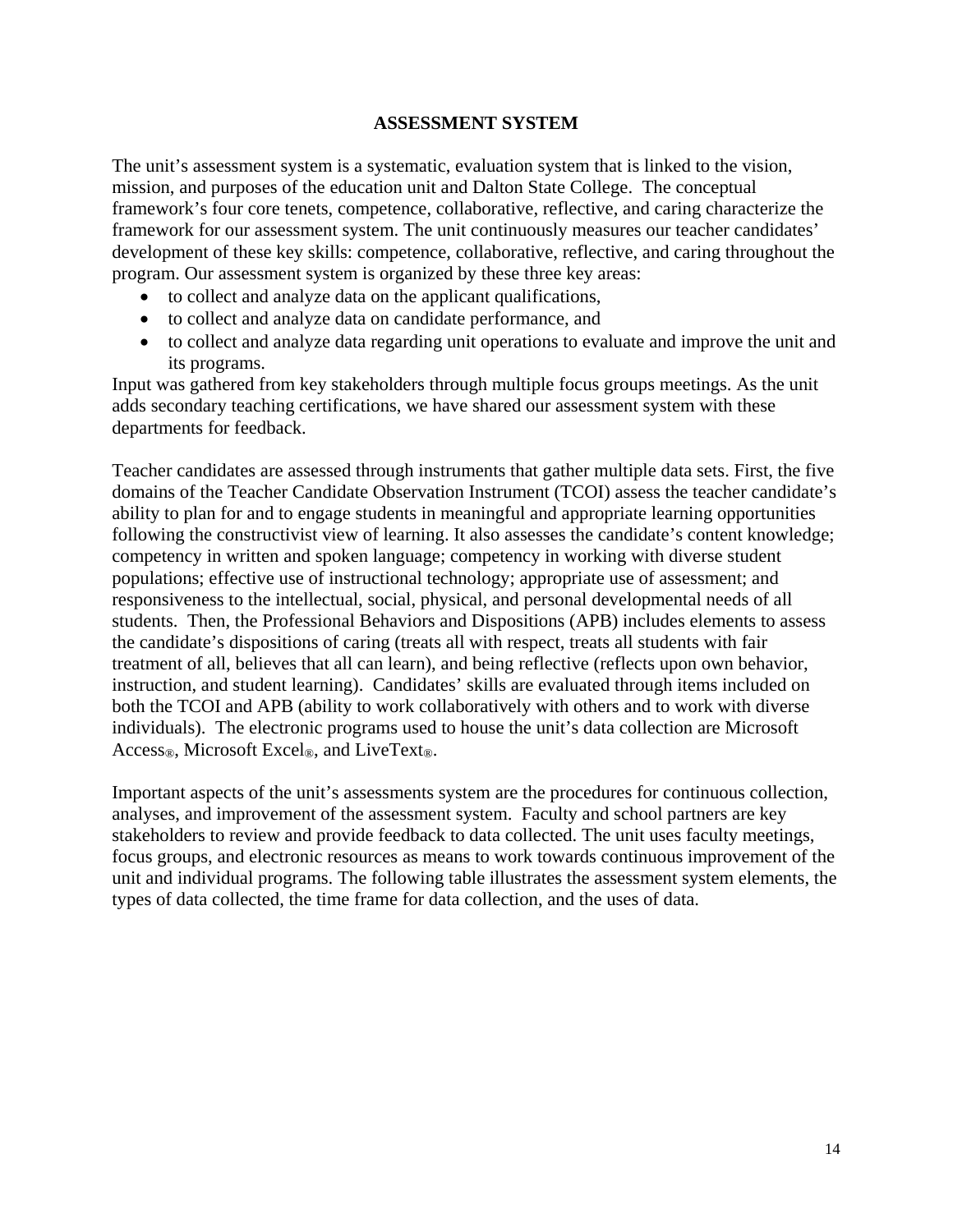# ASSESSMENT SYSTEM

The unit's assessment system is a systematic, evaluation system that is linked to the vision, mission, and purposes of the education unit and Dalton State College. The conceptual framework's four core tenets, competence, collaborative, reflective, and caring characterize the framework for our assessment system. The unit continuously measures our teacher candidates' development of these key skills: competence, collaborative, reflective, and caring throughout the program. Our assessment system is organized by these three key areas:

- to collect and analyze data on the applicant qualifications,
- to collect and analyze data on candidate performance, and
- to collect and analyze data regarding unit operations to evaluate and improve the unit and its programs.

Input was gathered from key stakeholders through multiple focus groups meetings. As the unit adds secondary teaching certifications, we have shared our assessment system with these departments for feedback.

Teacher candidates are assessed through instruments that gather multiple data sets. First, the five domains of the Teacher Candidate Observation Instrument (TCOI) assess the teacher candidate's ability to plan for and to engage students in meaningful and appropriate learning opportunities following the constructivist view of learning. It also assesses the candidate's content knowledge; competency in written and spoken language; competency in working with diverse student populations; effective use of instructional technology; appropriate use of assessment; and responsiveness to the intellectual, social, physical, and personal developmental needs of all students. Then, the Professional Behaviors and Dispositions (APB) includes elements to assess the candidate's dispositions of caring (treats all with respect, treats all students with fair treatment of all, believes that all can learn), and being reflective (reflects upon own behavior, instruction, and student learning). Candidates' skills are evaluated through items included on both the TCOI and APB (ability to work collaboratively with others and to work with diverse individuals). The electronic programs used to house the unit's data collection are Microsoft Access®, Microsoft Excel®, and LiveText®.

Important aspects of the unit's assessments system are the procedures for continuous collection, analyses, and improvement of the assessment system. Faculty and school partners are key stakeholders to review and provide feedback to data collected. The unit uses faculty meetings, focus groups, and electronic resources as means to work towards continuous improvement of the unit and individual programs. The following table illustrates the assessment system elements, the types of data collected, the time frame for data collection, and the uses of data.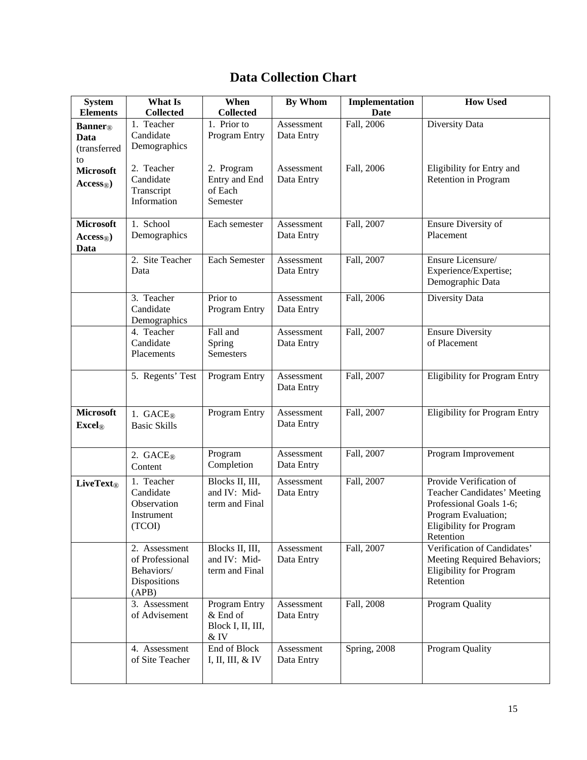# Data Collection Chart

| System Elements | What Is Collected | When Collected | By Whom | Implementation Date | How Used |
|---|---|---|---|---|---|
| **Banner® Data** (transferred to **Microsoft Access®**) | 1. Teacher Candidate Demographics | 1. Prior to Program Entry | Assessment Data Entry | Fall, 2006 | Diversity Data |
| | 2. Teacher Candidate Transcript Information | 2. Program Entry and End of Each Semester | Assessment Data Entry | Fall, 2006 | Eligibility for Entry and Retention in Program |
| **Microsoft Access®) Data** | 1. School Demographics | Each semester | Assessment Data Entry | Fall, 2007 | Ensure Diversity of Placement |
| | 2. Site Teacher Data | Each Semester | Assessment Data Entry | Fall, 2007 | Ensure Licensure/ Experience/Expertise; Demographic Data |
| | 3. Teacher Candidate Demographics | Prior to Program Entry | Assessment Data Entry | Fall, 2006 | Diversity Data |
| | 4. Teacher Candidate Placements | Fall and Spring Semesters | Assessment Data Entry | Fall, 2007 | Ensure Diversity of Placement |
| | 5. Regents' Test | Program Entry | Assessment Data Entry | Fall, 2007 | Eligibility for Program Entry |
| **Microsoft Excel®** | 1. GACE® Basic Skills | Program Entry | Assessment Data Entry | Fall, 2007 | Eligibility for Program Entry |
| | 2. GACE® Content | Program Completion | Assessment Data Entry | Fall, 2007 | Program Improvement |
| **LiveText®** | 1. Teacher Candidate Observation Instrument (TCOI) | Blocks II, III, and IV: Mid-term and Final | Assessment Data Entry | Fall, 2007 | Provide Verification of Teacher Candidates' Meeting Professional Goals 1-6; Program Evaluation; Eligibility for Program Retention |
| | 2. Assessment of Professional Behaviors/ Dispositions (APB) | Blocks II, III, and IV: Mid-term and Final | Assessment Data Entry | Fall, 2007 | Verification of Candidates' Meeting Required Behaviors; Eligibility for Program Retention |
| | 3. Assessment of Advisement | Program Entry & End of Block I, II, III, & IV | Assessment Data Entry | Fall, 2008 | Program Quality |
| | 4. Assessment of Site Teacher | End of Block I, II, III, & IV | Assessment Data Entry | Spring, 2008 | Program Quality |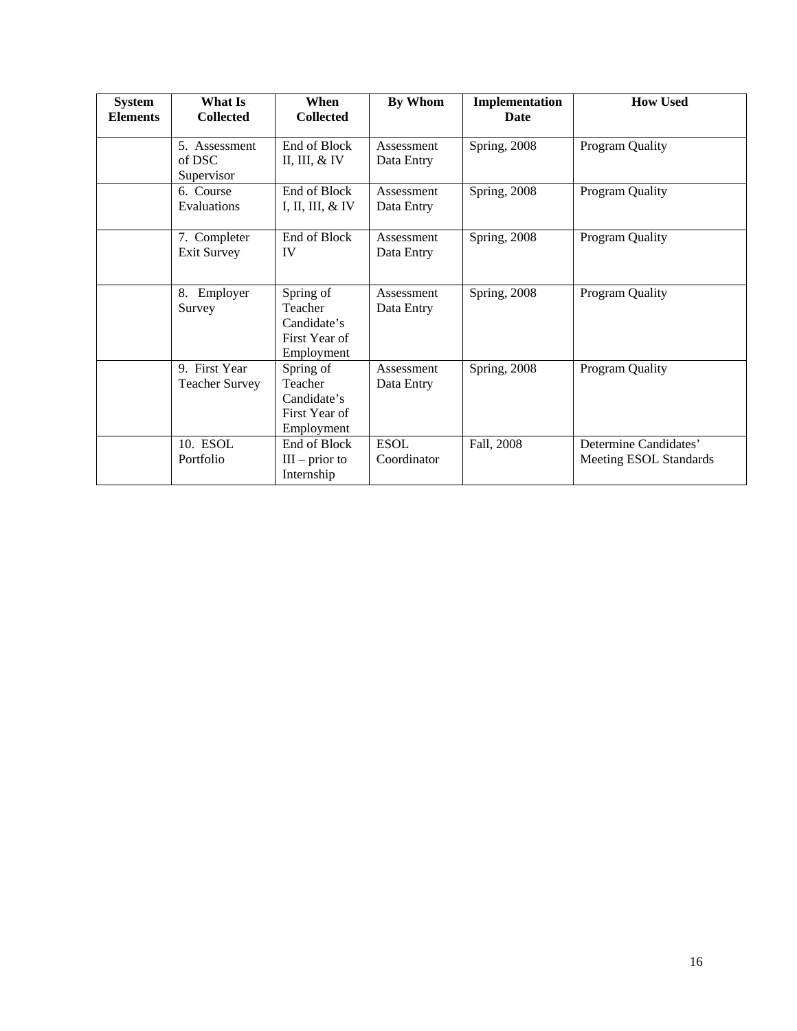| System Elements | What Is Collected | When Collected | By Whom | Implementation Date | How Used |
|---|---|---|---|---|---|
| | 5. Assessment of DSC Supervisor | End of Block II, III, & IV | Assessment Data Entry | Spring, 2008 | Program Quality |
| | 6. Course Evaluations | End of Block I, II, III, & IV | Assessment Data Entry | Spring, 2008 | Program Quality |
| | 7. Completer Exit Survey | End of Block IV | Assessment Data Entry | Spring, 2008 | Program Quality |
| | 8. Employer Survey | Spring of Teacher Candidate's First Year of Employment | Assessment Data Entry | Spring, 2008 | Program Quality |
| | 9. First Year Teacher Survey | Spring of Teacher Candidate's First Year of Employment | Assessment Data Entry | Spring, 2008 | Program Quality |
| | 10. ESOL Portfolio | End of Block III – prior to Internship | ESOL Coordinator | Fall, 2008 | Determine Candidates' Meeting ESOL Standards |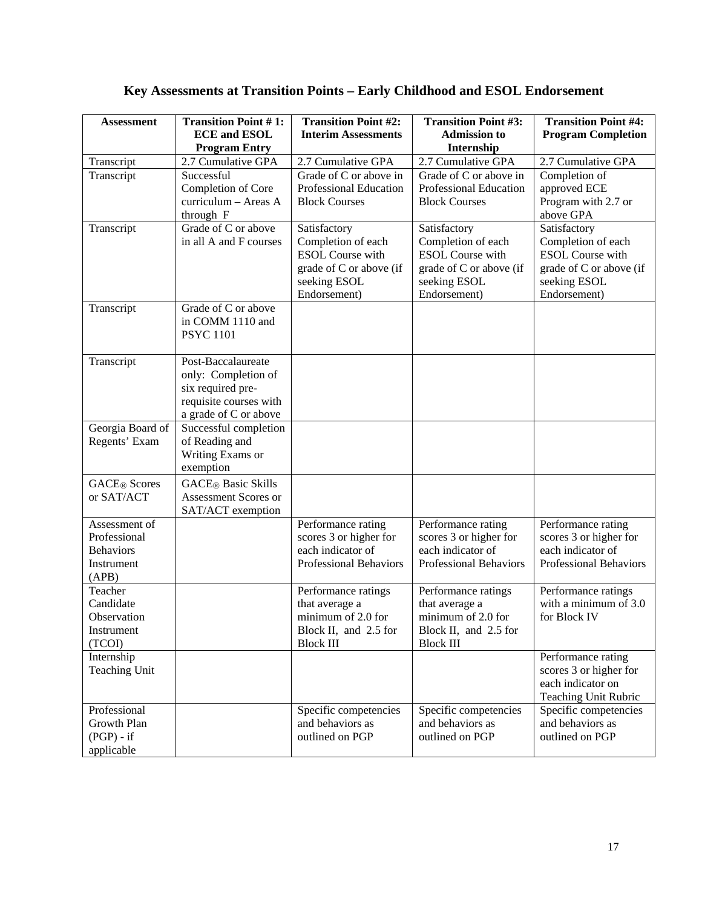## Key Assessments at Transition Points – Early Childhood and ESOL Endorsement

| Assessment | Transition Point # 1: ECE and ESOL Program Entry | Transition Point #2: Interim Assessments | Transition Point #3: Admission to Internship | Transition Point #4: Program Completion |
|---|---|---|---|---|
| Transcript | 2.7 Cumulative GPA | 2.7 Cumulative GPA | 2.7 Cumulative GPA | 2.7 Cumulative GPA |
| Transcript | Successful Completion of Core curriculum – Areas A through F | Grade of C or above in Professional Education Block Courses | Grade of C or above in Professional Education Block Courses | Completion of approved ECE Program with 2.7 or above GPA |
| Transcript | Grade of C or above in all A and F courses | Satisfactory Completion of each ESOL Course with grade of C or above (if seeking ESOL Endorsement) | Satisfactory Completion of each ESOL Course with grade of C or above (if seeking ESOL Endorsement) | Satisfactory Completion of each ESOL Course with grade of C or above (if seeking ESOL Endorsement) |
| Transcript | Grade of C or above in COMM 1110 and PSYC 1101 | | | |
| Transcript | Post-Baccalaureate only: Completion of six required pre-requisite courses with a grade of C or above | | | |
| Georgia Board of Regents' Exam | Successful completion of Reading and Writing Exams or exemption | | | |
| GACE® Scores or SAT/ACT | GACE® Basic Skills Assessment Scores or SAT/ACT exemption | | | |
| Assessment of Professional Behaviors Instrument (APB) | | Performance rating scores 3 or higher for each indicator of Professional Behaviors | Performance rating scores 3 or higher for each indicator of Professional Behaviors | Performance rating scores 3 or higher for each indicator of Professional Behaviors |
| Teacher Candidate Observation Instrument (TCOI) | | Performance ratings that average a minimum of 2.0 for Block II, and 2.5 for Block III | Performance ratings that average a minimum of 2.0 for Block II, and 2.5 for Block III | Performance ratings with a minimum of 3.0 for Block IV |
| Internship Teaching Unit | | | | Performance rating scores 3 or higher for each indicator on Teaching Unit Rubric |
| Professional Growth Plan (PGP) - if applicable | | Specific competencies and behaviors as outlined on PGP | Specific competencies and behaviors as outlined on PGP | Specific competencies and behaviors as outlined on PGP |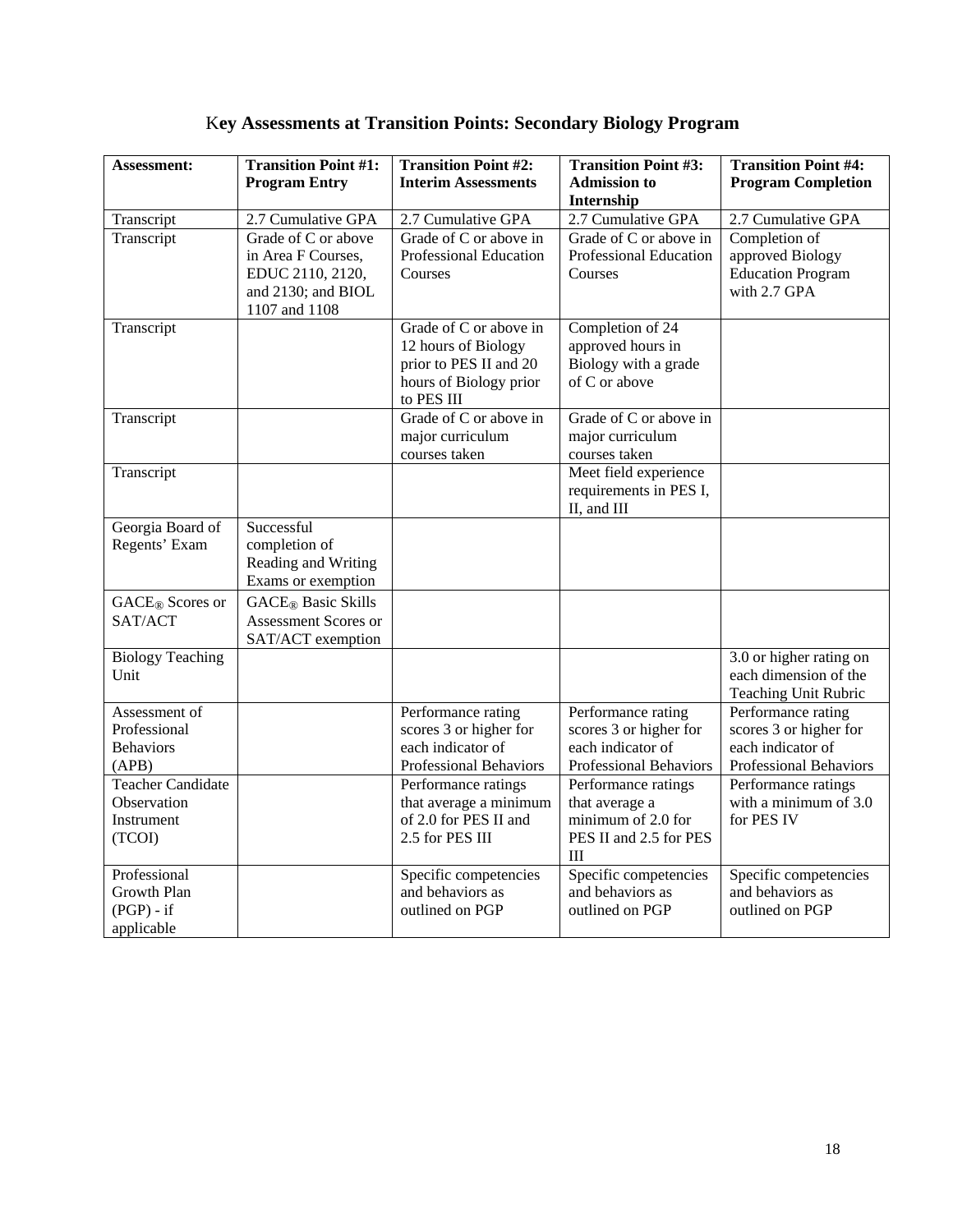# Key Assessments at Transition Points: Secondary Biology Program

| Assessment: | Transition Point #1: Program Entry | Transition Point #2: Interim Assessments | Transition Point #3: Admission to Internship | Transition Point #4: Program Completion |
|---|---|---|---|---|
| Transcript | 2.7 Cumulative GPA | 2.7 Cumulative GPA | 2.7 Cumulative GPA | 2.7 Cumulative GPA |
| Transcript | Grade of C or above in Area F Courses, EDUC 2110, 2120, and 2130; and BIOL 1107 and 1108 | Grade of C or above in Professional Education Courses | Grade of C or above in Professional Education Courses | Completion of approved Biology Education Program with 2.7 GPA |
| Transcript | | Grade of C or above in 12 hours of Biology prior to PES II and 20 hours of Biology prior to PES III | Completion of 24 approved hours in Biology with a grade of C or above | |
| Transcript | | Grade of C or above in major curriculum courses taken | Grade of C or above in major curriculum courses taken | |
| Transcript | | | Meet field experience requirements in PES I, II, and III | |
| Georgia Board of Regents' Exam | Successful completion of Reading and Writing Exams or exemption | | | |
| GACE® Scores or SAT/ACT | GACE® Basic Skills Assessment Scores or SAT/ACT exemption | | | |
| Biology Teaching Unit | | | | 3.0 or higher rating on each dimension of the Teaching Unit Rubric |
| Assessment of Professional Behaviors (APB) | | Performance rating scores 3 or higher for each indicator of Professional Behaviors | Performance rating scores 3 or higher for each indicator of Professional Behaviors | Performance rating scores 3 or higher for each indicator of Professional Behaviors |
| Teacher Candidate Observation Instrument (TCOI) | | Performance ratings that average a minimum of 2.0 for PES II and 2.5 for PES III | Performance ratings that average a minimum of 2.0 for PES II and 2.5 for PES III | Performance ratings with a minimum of 3.0 for PES IV |
| Professional Growth Plan (PGP) - if applicable | | Specific competencies and behaviors as outlined on PGP | Specific competencies and behaviors as outlined on PGP | Specific competencies and behaviors as outlined on PGP |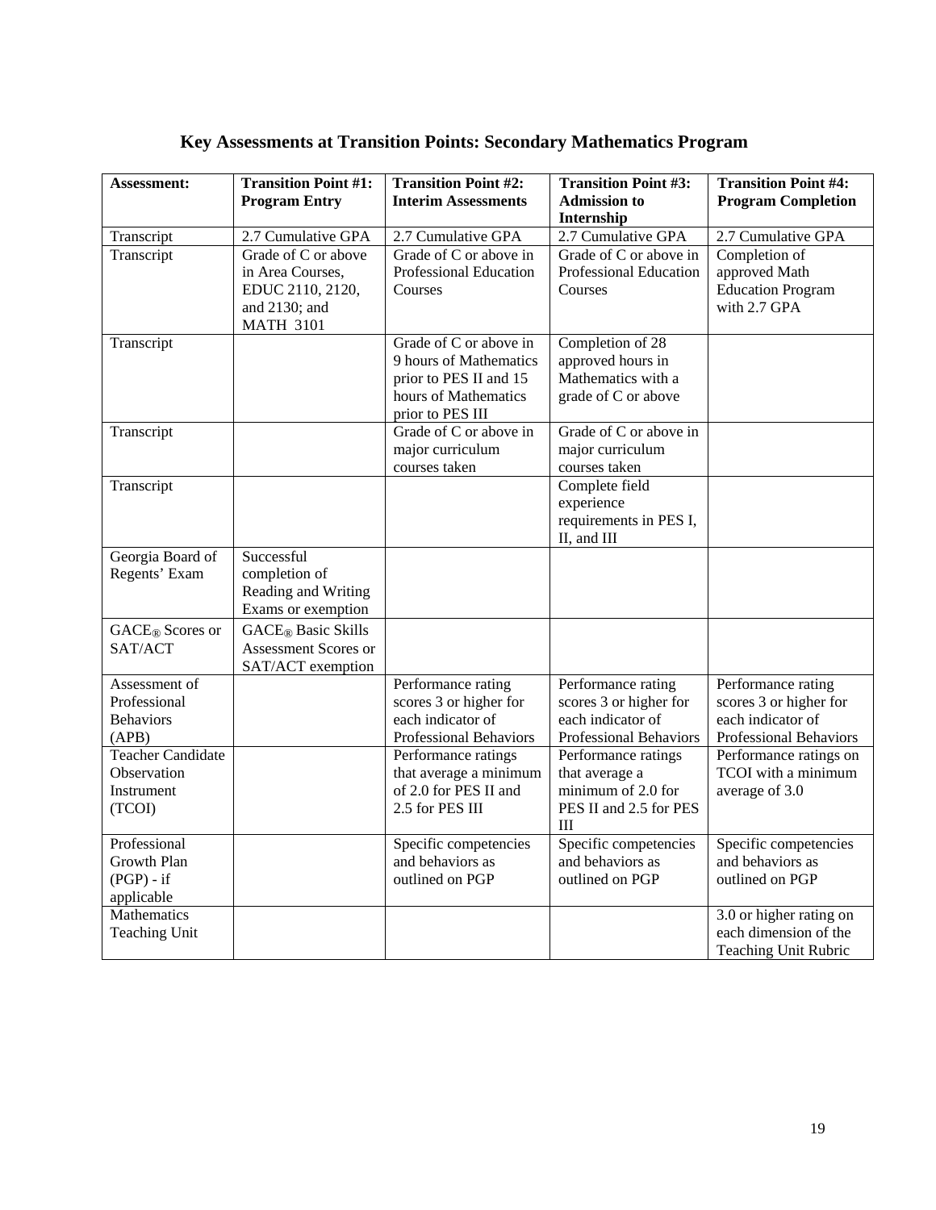# Key Assessments at Transition Points: Secondary Mathematics Program

| Assessment: | Transition Point #1: Program Entry | Transition Point #2: Interim Assessments | Transition Point #3: Admission to Internship | Transition Point #4: Program Completion |
|---|---|---|---|---|
| Transcript | 2.7 Cumulative GPA | 2.7 Cumulative GPA | 2.7 Cumulative GPA | 2.7 Cumulative GPA |
| Transcript | Grade of C or above in Area Courses, EDUC 2110, 2120, and 2130; and MATH 3101 | Grade of C or above in Professional Education Courses | Grade of C or above in Professional Education Courses | Completion of approved Math Education Program with 2.7 GPA |
| Transcript | | Grade of C or above in 9 hours of Mathematics prior to PES II and 15 hours of Mathematics prior to PES III | Completion of 28 approved hours in Mathematics with a grade of C or above | |
| Transcript | | Grade of C or above in major curriculum courses taken | Grade of C or above in major curriculum courses taken | |
| Transcript | | | Complete field experience requirements in PES I, II, and III | |
| Georgia Board of Regents' Exam | Successful completion of Reading and Writing Exams or exemption | | | |
| GACE® Scores or SAT/ACT | GACE® Basic Skills Assessment Scores or SAT/ACT exemption | | | |
| Assessment of Professional Behaviors (APB) | | Performance rating scores 3 or higher for each indicator of Professional Behaviors | Performance rating scores 3 or higher for each indicator of Professional Behaviors | Performance rating scores 3 or higher for each indicator of Professional Behaviors |
| Teacher Candidate Observation Instrument (TCOI) | | Performance ratings that average a minimum of 2.0 for PES II and 2.5 for PES III | Performance ratings that average a minimum of 2.0 for PES II and 2.5 for PES III | Performance ratings on TCOI with a minimum average of 3.0 |
| Professional Growth Plan (PGP) - if applicable | | Specific competencies and behaviors as outlined on PGP | Specific competencies and behaviors as outlined on PGP | Specific competencies and behaviors as outlined on PGP |
| Mathematics Teaching Unit | | | | 3.0 or higher rating on each dimension of the Teaching Unit Rubric |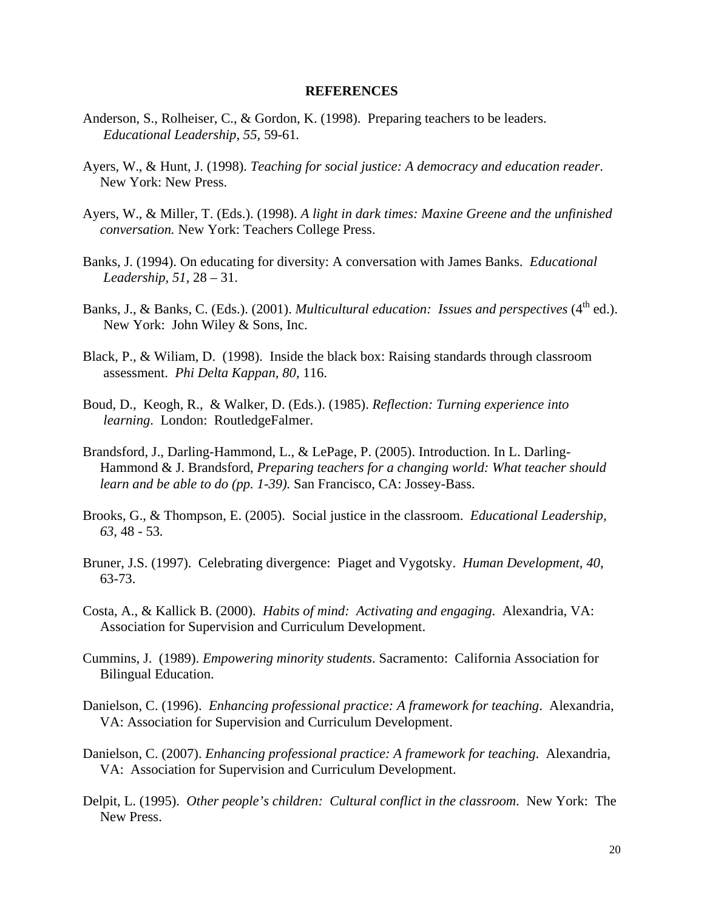## REFERENCES

Anderson, S., Rolheiser, C., & Gordon, K. (1998). Preparing teachers to be leaders. *Educational Leadership, 55,* 59-61.

Ayers, W., & Hunt, J. (1998). *Teaching for social justice: A democracy and education reader*. New York: New Press.

Ayers, W., & Miller, T. (Eds.). (1998). *A light in dark times: Maxine Greene and the unfinished conversation.* New York: Teachers College Press.

Banks, J. (1994). On educating for diversity: A conversation with James Banks. *Educational Leadership, 51*, 28 – 31.

Banks, J., & Banks, C. (Eds.). (2001). *Multicultural education: Issues and perspectives* (4th ed.). New York: John Wiley & Sons, Inc.

Black, P., & Wiliam, D. (1998). Inside the black box: Raising standards through classroom assessment. *Phi Delta Kappan, 80,* 116.

Boud, D., Keogh, R., & Walker, D. (Eds.). (1985). *Reflection: Turning experience into learning*. London: RoutledgeFalmer.

Brandsford, J., Darling-Hammond, L., & LePage, P. (2005). Introduction. In L. Darling-Hammond & J. Brandsford, *Preparing teachers for a changing world: What teacher should learn and be able to do (pp. 1-39).* San Francisco, CA: Jossey-Bass.

Brooks, G., & Thompson, E. (2005). Social justice in the classroom. *Educational Leadership, 63,* 48 - 53.

Bruner, J.S. (1997). Celebrating divergence: Piaget and Vygotsky. *Human Development*, *40,* 63-73.

Costa, A., & Kallick B. (2000). *Habits of mind: Activating and engaging*. Alexandria, VA: Association for Supervision and Curriculum Development.

Cummins, J. (1989). *Empowering minority students*. Sacramento: California Association for Bilingual Education.

Danielson, C. (1996). *Enhancing professional practice: A framework for teaching*. Alexandria, VA: Association for Supervision and Curriculum Development.

Danielson, C. (2007). *Enhancing professional practice: A framework for teaching*. Alexandria, VA: Association for Supervision and Curriculum Development.

Delpit, L. (1995). *Other people's children: Cultural conflict in the classroom*. New York: The New Press.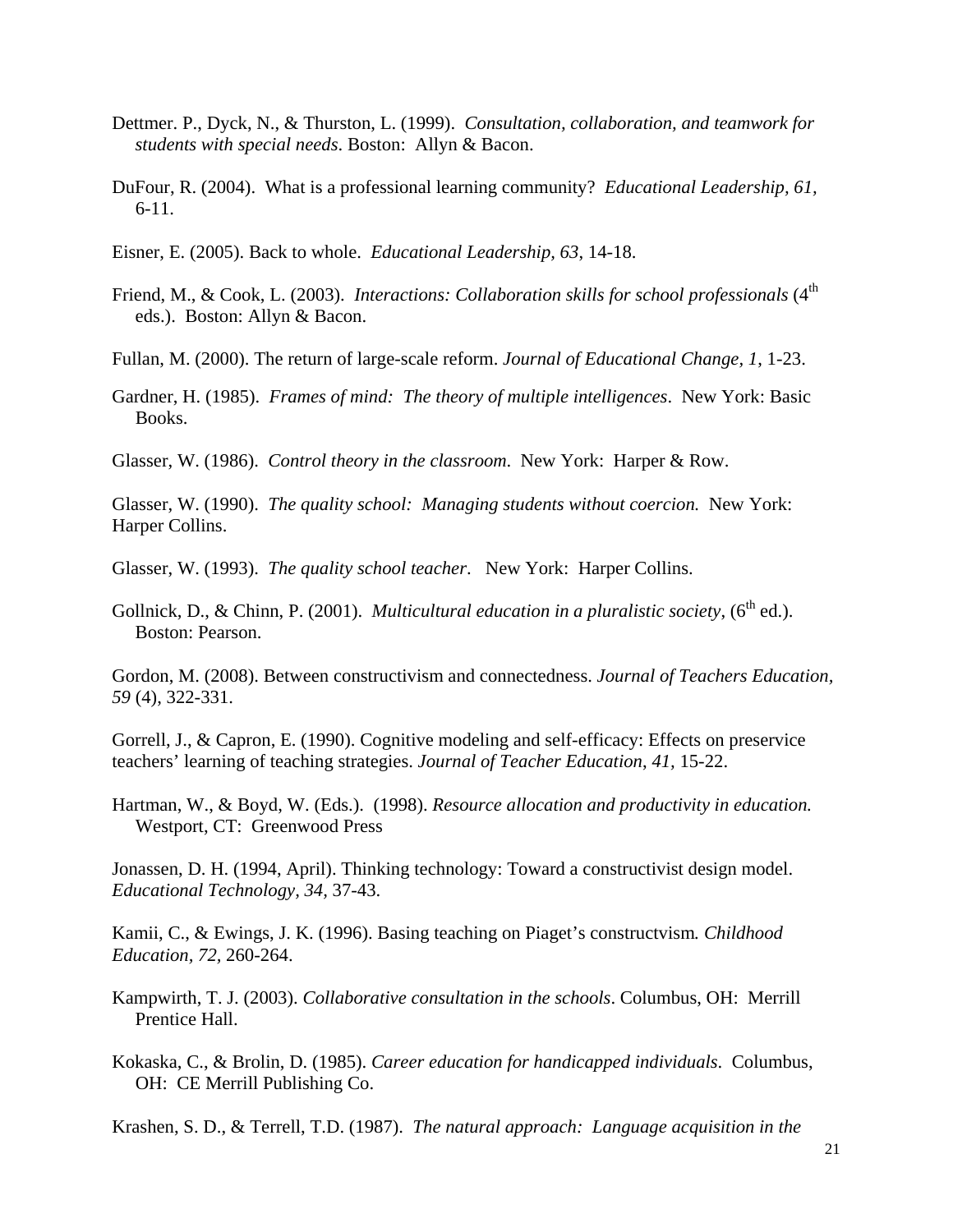Dettmer. P., Dyck, N., & Thurston, L. (1999). *Consultation, collaboration, and teamwork for students with special needs*. Boston: Allyn & Bacon.

DuFour, R. (2004). What is a professional learning community? *Educational Leadership, 61*, 6-11.

Eisner, E. (2005). Back to whole. *Educational Leadership, 63*, 14-18.

Friend, M., & Cook, L. (2003). *Interactions: Collaboration skills for school professionals* (4th eds.). Boston: Allyn & Bacon.

Fullan, M. (2000). The return of large-scale reform. *Journal of Educational Change, 1*, 1-23.

Gardner, H. (1985). *Frames of mind: The theory of multiple intelligences*. New York: Basic Books.

Glasser, W. (1986). *Control theory in the classroom*. New York: Harper & Row.

Glasser, W. (1990). *The quality school: Managing students without coercion.* New York: Harper Collins.

Glasser, W. (1993). *The quality school teacher*. New York: Harper Collins.

Gollnick, D., & Chinn, P. (2001). *Multicultural education in a pluralistic society*, (6th ed.). Boston: Pearson.

Gordon, M. (2008). Between constructivism and connectedness. *Journal of Teachers Education*, *59* (4), 322-331.

Gorrell, J., & Capron, E. (1990). Cognitive modeling and self-efficacy: Effects on preservice teachers' learning of teaching strategies. *Journal of Teacher Education, 41,* 15-22.

Hartman, W., & Boyd, W. (Eds.). (1998). *Resource allocation and productivity in education.* Westport, CT: Greenwood Press

Jonassen, D. H. (1994, April). Thinking technology: Toward a constructivist design model. *Educational Technology, 34,* 37-43.

Kamii, C., & Ewings, J. K. (1996). Basing teaching on Piaget's constructvism*. Childhood Education, 72,* 260-264.

Kampwirth, T. J. (2003). *Collaborative consultation in the schools*. Columbus, OH: Merrill Prentice Hall.

Kokaska, C., & Brolin, D. (1985). *Career education for handicapped individuals*. Columbus, OH: CE Merrill Publishing Co.

Krashen, S. D., & Terrell, T.D. (1987). *The natural approach: Language acquisition in the*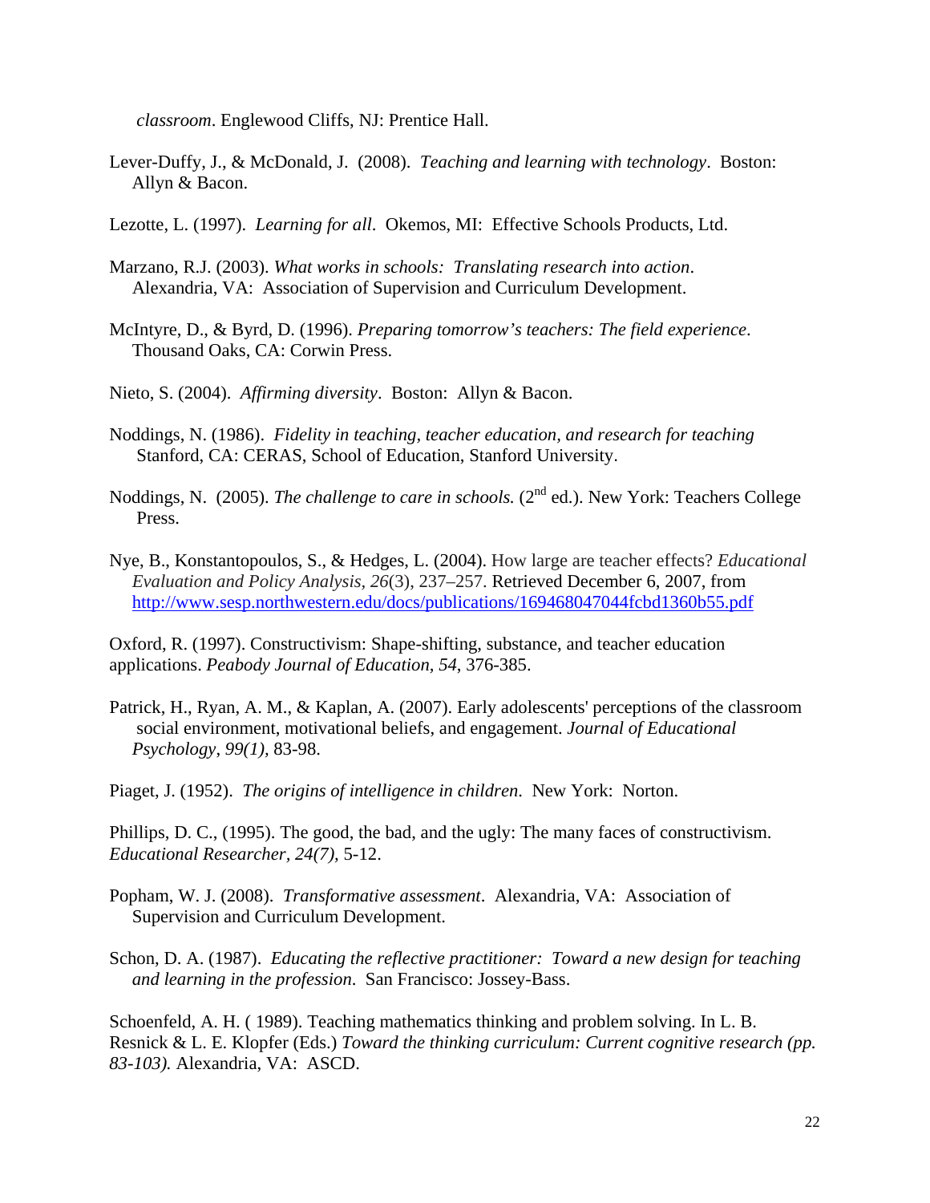*classroom*. Englewood Cliffs, NJ: Prentice Hall.

Lever-Duffy, J., & McDonald, J. (2008). *Teaching and learning with technology*. Boston: Allyn & Bacon.

Lezotte, L. (1997). *Learning for all*. Okemos, MI: Effective Schools Products, Ltd.

Marzano, R.J. (2003). *What works in schools: Translating research into action*. Alexandria, VA: Association of Supervision and Curriculum Development.

McIntyre, D., & Byrd, D. (1996). *Preparing tomorrow's teachers: The field experience*. Thousand Oaks, CA: Corwin Press.

Nieto, S. (2004). *Affirming diversity*. Boston: Allyn & Bacon.

Noddings, N. (1986). *Fidelity in teaching, teacher education, and research for teaching* Stanford, CA: CERAS, School of Education, Stanford University.

Noddings, N. (2005). *The challenge to care in schools.* (2nd ed.). New York: Teachers College Press.

Nye, B., Konstantopoulos, S., & Hedges, L. (2004). How large are teacher effects? *Educational Evaluation and Policy Analysis, 26*(3), 237–257. Retrieved December 6, 2007, from http://www.sesp.northwestern.edu/docs/publications/169468047044fcbd1360b55.pdf

Oxford, R. (1997). Constructivism: Shape-shifting, substance, and teacher education applications. *Peabody Journal of Education, 54,* 376-385.

Patrick, H., Ryan, A. M., & Kaplan, A. (2007). Early adolescents' perceptions of the classroom social environment, motivational beliefs, and engagement. *Journal of Educational Psychology*, *99(1),* 83-98.

Piaget, J. (1952). *The origins of intelligence in children*. New York: Norton.

Phillips, D. C., (1995). The good, the bad, and the ugly: The many faces of constructivism. *Educational Researcher, 24(7),* 5-12.

Popham, W. J. (2008). *Transformative assessment*. Alexandria, VA: Association of Supervision and Curriculum Development.

Schon, D. A. (1987). *Educating the reflective practitioner: Toward a new design for teaching and learning in the profession*. San Francisco: Jossey-Bass.

Schoenfeld, A. H. ( 1989). Teaching mathematics thinking and problem solving. In L. B. Resnick & L. E. Klopfer (Eds.) *Toward the thinking curriculum: Current cognitive research (pp. 83-103).* Alexandria, VA: ASCD.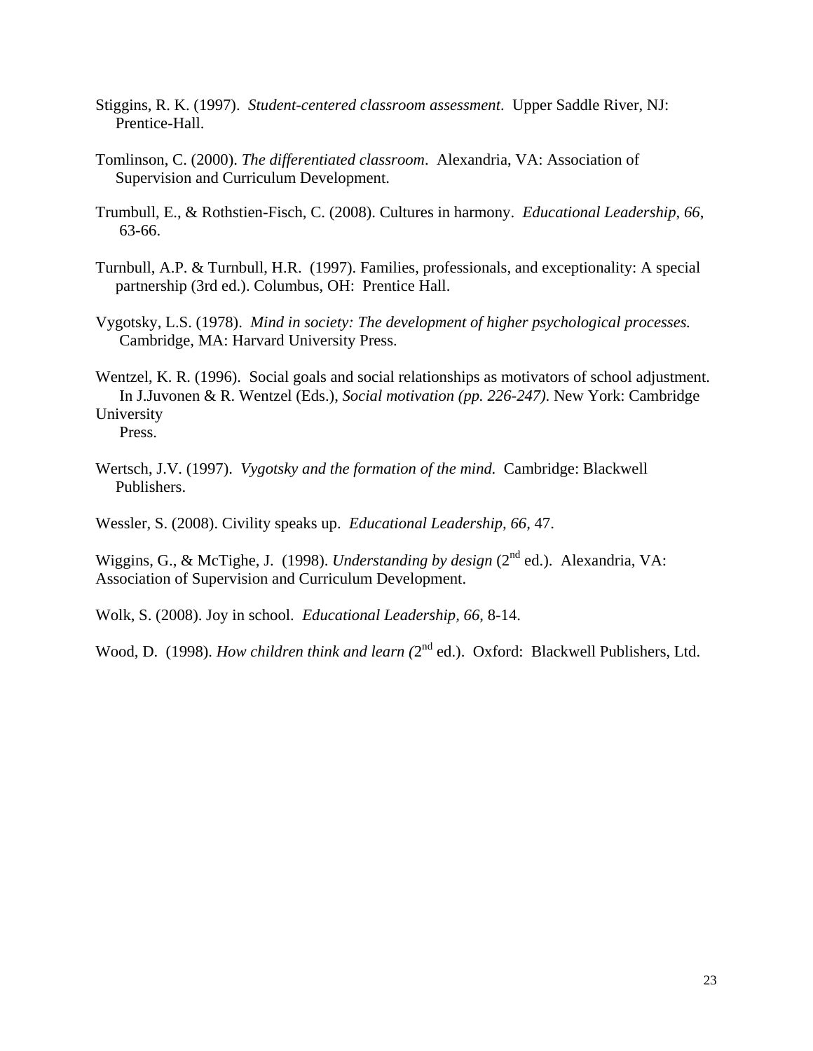Stiggins, R. K. (1997). *Student-centered classroom assessment*. Upper Saddle River, NJ: Prentice-Hall.

Tomlinson, C. (2000). *The differentiated classroom*. Alexandria, VA: Association of Supervision and Curriculum Development.

Trumbull, E., & Rothstien-Fisch, C. (2008). Cultures in harmony. *Educational Leadership, 66*, 63-66.

Turnbull, A.P. & Turnbull, H.R. (1997). Families, professionals, and exceptionality: A special partnership (3rd ed.). Columbus, OH: Prentice Hall.

Vygotsky, L.S. (1978). *Mind in society: The development of higher psychological processes.* Cambridge, MA: Harvard University Press.

Wentzel, K. R. (1996). Social goals and social relationships as motivators of school adjustment. In J.Juvonen & R. Wentzel (Eds.), *Social motivation (pp. 226-247)*. New York: Cambridge University Press.

Wertsch, J.V. (1997). *Vygotsky and the formation of the mind.* Cambridge: Blackwell Publishers.

Wessler, S. (2008). Civility speaks up. *Educational Leadership, 66*, 47.

Wiggins, G., & McTighe, J. (1998). *Understanding by design* (2nd ed.). Alexandria, VA: Association of Supervision and Curriculum Development.

Wolk, S. (2008). Joy in school. *Educational Leadership, 66*, 8-14.

Wood, D. (1998). *How children think and learn (*2nd ed.). Oxford: Blackwell Publishers, Ltd.